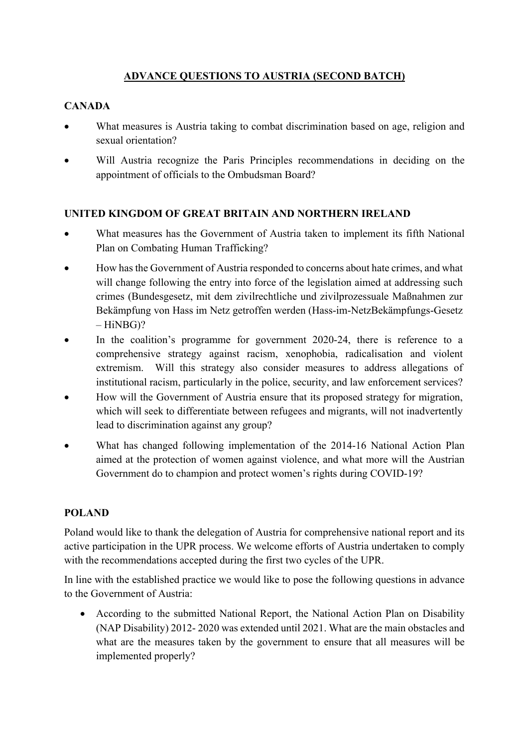# ADVANCE QUESTIONS TO AUSTRIA (SECOND BATCH)

## CANADA

- What measures is Austria taking to combat discrimination based on age, religion and sexual orientation?
- Will Austria recognize the Paris Principles recommendations in deciding on the appointment of officials to the Ombudsman Board?

## UNITED KINGDOM OF GREAT BRITAIN AND NORTHERN IRELAND

- What measures has the Government of Austria taken to implement its fifth National Plan on Combating Human Trafficking?
- How has the Government of Austria responded to concerns about hate crimes, and what will change following the entry into force of the legislation aimed at addressing such crimes (Bundesgesetz, mit dem zivilrechtliche und zivilprozessuale Maßnahmen zur Bekämpfung von Hass im Netz getroffen werden (Hass-im-NetzBekämpfungs-Gesetz – HiNBG)?
- In the coalition's programme for government 2020-24, there is reference to a comprehensive strategy against racism, xenophobia, radicalisation and violent extremism. Will this strategy also consider measures to address allegations of institutional racism, particularly in the police, security, and law enforcement services?
- How will the Government of Austria ensure that its proposed strategy for migration, which will seek to differentiate between refugees and migrants, will not inadvertently lead to discrimination against any group?
- What has changed following implementation of the 2014-16 National Action Plan aimed at the protection of women against violence, and what more will the Austrian Government do to champion and protect women's rights during COVID-19?

## POLAND

Poland would like to thank the delegation of Austria for comprehensive national report and its active participation in the UPR process. We welcome efforts of Austria undertaken to comply with the recommendations accepted during the first two cycles of the UPR.

In line with the established practice we would like to pose the following questions in advance to the Government of Austria:

- According to the submitted National Report, the National Action Plan on Disability (NAP Disability) 2012- 2020 was extended until 2021. What are the main obstacles and what are the measures taken by the government to ensure that all measures will be implemented properly?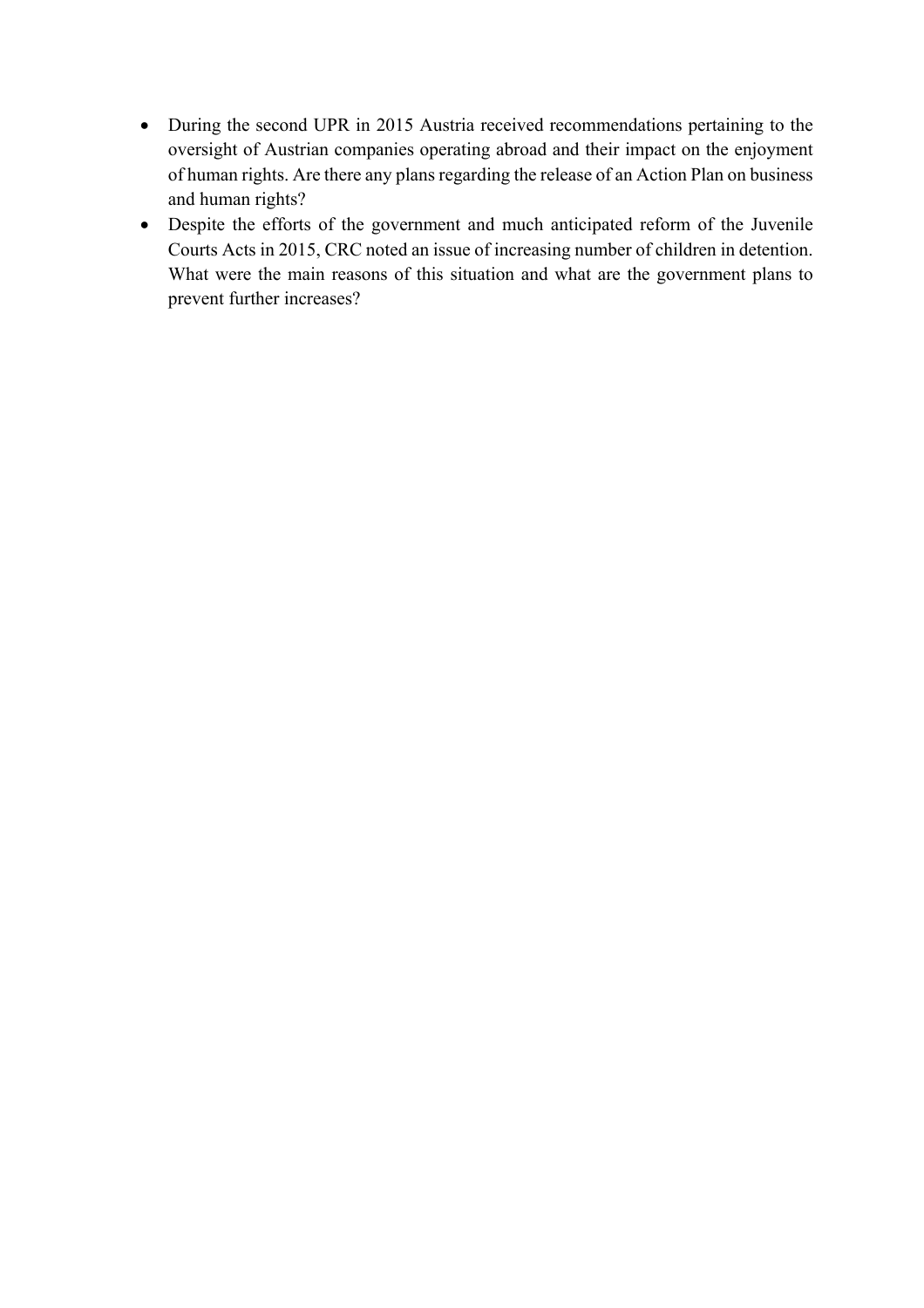- During the second UPR in 2015 Austria received recommendations pertaining to the oversight of Austrian companies operating abroad and their impact on the enjoyment of human rights. Are there any plans regarding the release of an Action Plan on business and human rights?
- Despite the efforts of the government and much anticipated reform of the Juvenile Courts Acts in 2015, CRC noted an issue of increasing number of children in detention. What were the main reasons of this situation and what are the government plans to prevent further increases?